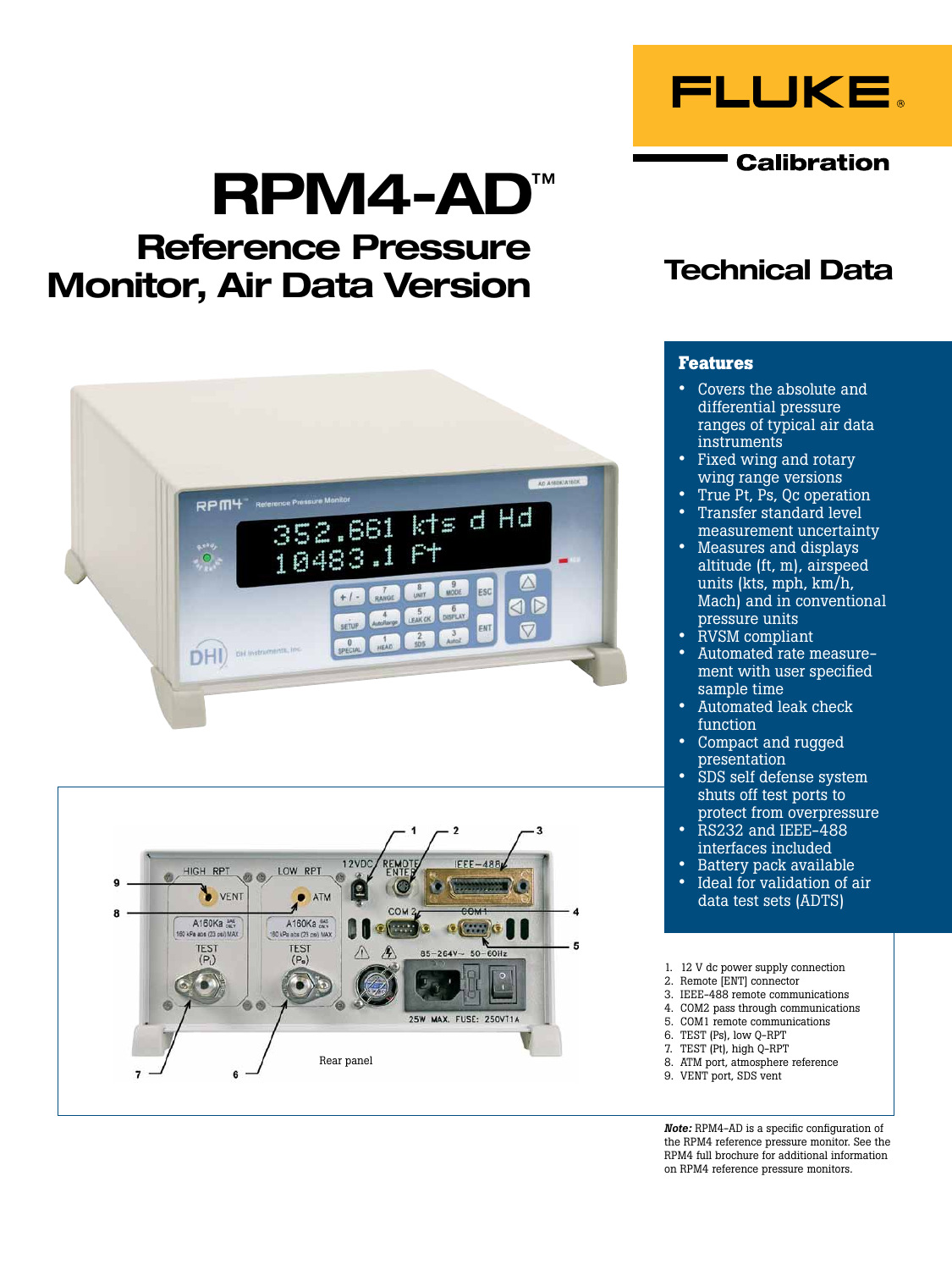FLUKE®

Calibration

# RPM4-AD™

## Reference Pressure Monitor, Air Data Version

## Technical Data

### Features

- Covers the absolute and differential pressure ranges of typical air data instruments
- Fixed wing and rotary wing range versions
- True Pt, Ps, Qc operation
- Transfer standard level measurement uncertainty
- Measures and displays altitude (ft, m), airspeed units (kts, mph, km/h, Mach) and in conventional pressure units
- RVSM compliant
- Automated rate measurement with user specified sample time
- Automated leak check function
- Compact and rugged presentation
- SDS self defense system shuts off test ports to protect from overpressure
- RS232 and IEEE-488 interfaces included
- Battery pack available
- Ideal for validation of air data test sets (ADTS)

Rear panel

1. 12 V dc power supply connection
2. Remote [ENT] connector
3. IEEE-488 remote communications
4. COM2 pass through communications
5. COM1 remote communications
6. TEST (Ps), low Q-RPT
7. TEST (Pt), high Q-RPT
8. ATM port, atmosphere reference
9. VENT port, SDS vent

***Note:*** RPM4-AD is a specific configuration of the RPM4 reference pressure monitor. See the RPM4 full brochure for additional information on RPM4 reference pressure monitors.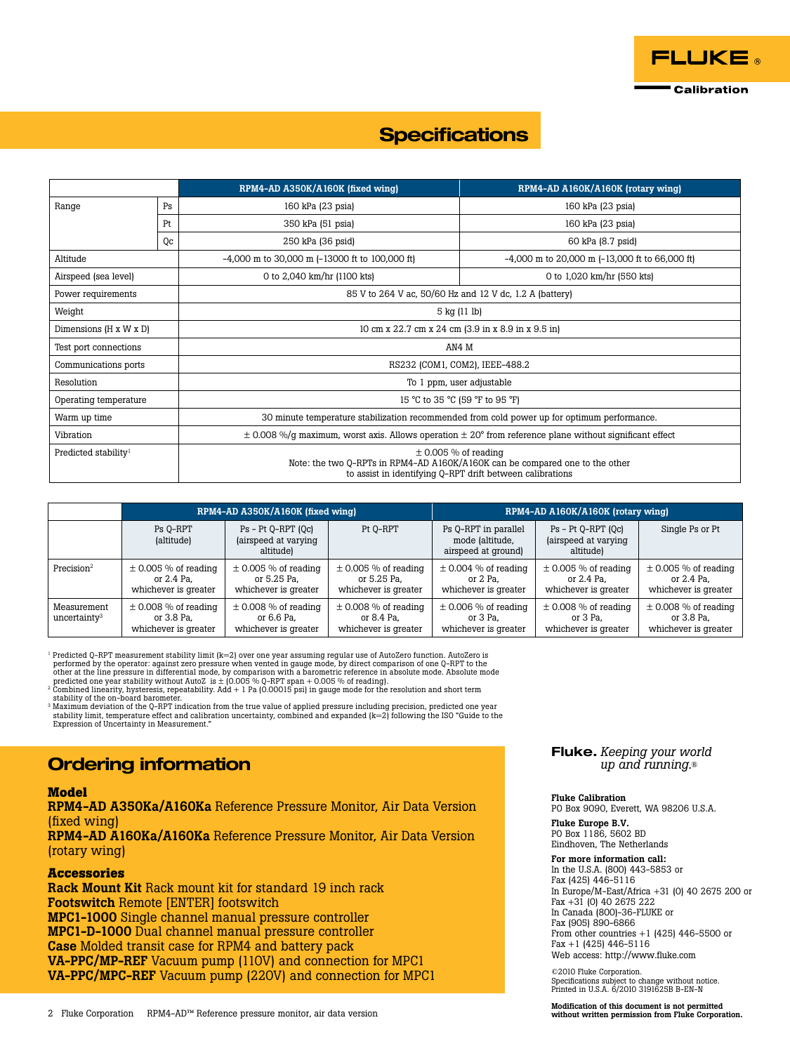# Specifications

| | | RPM4-AD A350K/A160K (fixed wing) | RPM4-AD A160K/A160K (rotary wing) |
|---|---|---|---|
| Range | Ps | 160 kPa (23 psia) | 160 kPa (23 psia) |
| | Pt | 350 kPa (51 psia) | 160 kPa (23 psia) |
| | Qc | 250 kPa (36 psid) | 60 kPa (8.7 psid) |
| Altitude | | –4,000 m to 30,000 m (–13000 ft to 100,000 ft) | –4,000 m to 20,000 m (–13,000 ft to 66,000 ft) |
| Airspeed (sea level) | | 0 to 2,040 km/hr (1100 kts) | 0 to 1,020 km/hr (550 kts) |
| Power requirements | | 85 V to 264 V ac, 50/60 Hz and 12 V dc, 1.2 A (battery) | |
| Weight | | 5 kg (11 lb) | |
| Dimensions (H x W x D) | | 10 cm x 22.7 cm x 24 cm (3.9 in x 8.9 in x 9.5 in) | |
| Test port connections | | AN4 M | |
| Communications ports | | RS232 (COM1, COM2), IEEE-488.2 | |
| Resolution | | To 1 ppm, user adjustable | |
| Operating temperature | | 15 °C to 35 °C (59 °F to 95 °F) | |
| Warm up time | | 30 minute temperature stabilization recommended from cold power up for optimum performance. | |
| Vibration | | ± 0.008 %/g maximum, worst axis. Allows operation ± 20° from reference plane without significant effect | |
| Predicted stability[1] | | ± 0.005 % of reading<br>Note: the two Q-RPTs in RPM4-AD A160K/A160K can be compared one to the other to assist in identifying Q-RPT drift between calibrations | |

| | RPM4-AD A350K/A160K (fixed wing) | | | RPM4-AD A160K/A160K (rotary wing) | | |
|---|---|---|---|---|---|---|
| | Ps Q-RPT (altitude) | Ps - Pt Q-RPT (Qc) (airspeed at varying altitude) | Pt Q-RPT | Ps Q-RPT in parallel mode (altitude, airspeed at ground) | Ps - Pt Q-RPT (Qc) (airspeed at varying altitude) | Single Ps or Pt |
| Precision[2] | ± 0.005 % of reading or 2.4 Pa, whichever is greater | ± 0.005 % of reading or 5.25 Pa, whichever is greater | ± 0.005 % of reading or 5.25 Pa, whichever is greater | ± 0.004 % of reading or 2 Pa, whichever is greater | ± 0.005 % of reading or 2.4 Pa, whichever is greater | ± 0.005 % of reading or 2.4 Pa, whichever is greater |
| Measurement uncertainty[3] | ± 0.008 % of reading or 3.8 Pa, whichever is greater | ± 0.008 % of reading or 6.6 Pa, whichever is greater | ± 0.008 % of reading or 8.4 Pa, whichever is greater | ± 0.006 % of reading or 3 Pa, whichever is greater | ± 0.008 % of reading or 3 Pa, whichever is greater | ± 0.008 % of reading or 3.8 Pa, whichever is greater |

[1] Predicted Q-RPT measurement stability limit (k=2) over one year assuming regular use of AutoZero function. AutoZero is performed by the operator: against zero pressure when vented in gauge mode, by direct comparison of one Q-RPT to the other at the line pressure in differential mode, by comparison with a barometric reference in absolute mode. Absolute mode predicted one year stability without AutoZ is ± (0.005 % Q-RPT span + 0.005 % of reading).
[2] Combined linearity, hysteresis, repeatability. Add + 1 Pa (0.00015 psi) in gauge mode for the resolution and short term stability of the on-board barometer.
[3] Maximum deviation of the Q-RPT indication from the true value of applied pressure including precision, predicted one year stability limit, temperature effect and calibration uncertainty, combined and expanded (k=2) following the ISO "Guide to the Expression of Uncertainty in Measurement."

## Ordering information

### Model

**RPM4-AD A350Ka/A160Ka** Reference Pressure Monitor, Air Data Version (fixed wing)
**RPM4-AD A160Ka/A160Ka** Reference Pressure Monitor, Air Data Version (rotary wing)

### Accessories

**Rack Mount Kit** Rack mount kit for standard 19 inch rack
**Footswitch** Remote [ENTER] footswitch
**MPC1-1000** Single channel manual pressure controller
**MPC1-D-1000** Dual channel manual pressure controller
**Case** Molded transit case for RPM4 and battery pack
**VA-PPC/MP-REF** Vacuum pump (110V) and connection for MPC1
**VA-PPC/MPC-REF** Vacuum pump (220V) and connection for MPC1

**Fluke.** *Keeping your world up and running.®*

**Fluke Calibration**
PO Box 9090, Everett, WA 98206 U.S.A.

**Fluke Europe B.V.**
PO Box 1186, 5602 BD
Eindhoven, The Netherlands

**For more information call:**
In the U.S.A. (800) 443-5853 or
Fax (425) 446-5116
In Europe/M-East/Africa +31 (0) 40 2675 200 or
Fax +31 (0) 40 2675 222
In Canada (800)-36-FLUKE or
Fax (905) 890-6866
From other countries +1 (425) 446-5500 or
Fax +1 (425) 446-5116
Web access: http://www.fluke.com

©2010 Fluke Corporation.
Specifications subject to change without notice.
Printed in U.S.A. 6/2010 3191625B B-EN-N

**Modification of this document is not permitted without written permission from Fluke Corporation.**